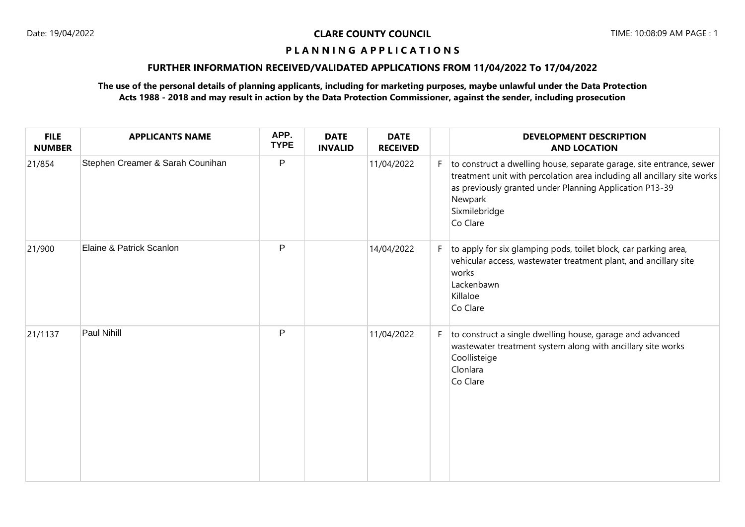# CLARE COUNTY COUNCIL

## P L A N N I N G A P P L I C A T I O N S

### FURTHER INFORMATION RECEIVED/VALIDATED APPLICATIONS FROM 11/04/2022 To 17/04/2022

**The use of the personal details of planning applicants, including for marketing purposes, maybe unlawful under the Data Protection Acts 1988 - 2018 and may result in action by the Data Protection Commissioner, against the sender, including prosecution**

| FILE NUMBER | APPLICANTS NAME | APP. TYPE | DATE INVALID | DATE RECEIVED | | DEVELOPMENT DESCRIPTION AND LOCATION |
|---|---|---|---|---|---|---|
| 21/854 | Stephen Creamer & Sarah Counihan | P | | 11/04/2022 | F | to construct a dwelling house, separate garage, site entrance, sewer treatment unit with percolation area including all ancillary site works as previously granted under Planning Application P13-39<br>Newpark<br>Sixmilebridge<br>Co Clare |
| 21/900 | Elaine & Patrick Scanlon | P | | 14/04/2022 | F | to apply for six glamping pods, toilet block, car parking area, vehicular access, wastewater treatment plant, and ancillary site works<br>Lackenbawn<br>Killaloe<br>Co Clare |
| 21/1137 | Paul Nihill | P | | 11/04/2022 | F | to construct a single dwelling house, garage and advanced wastewater treatment system along with ancillary site works<br>Coollisteige<br>Clonlara<br>Co Clare |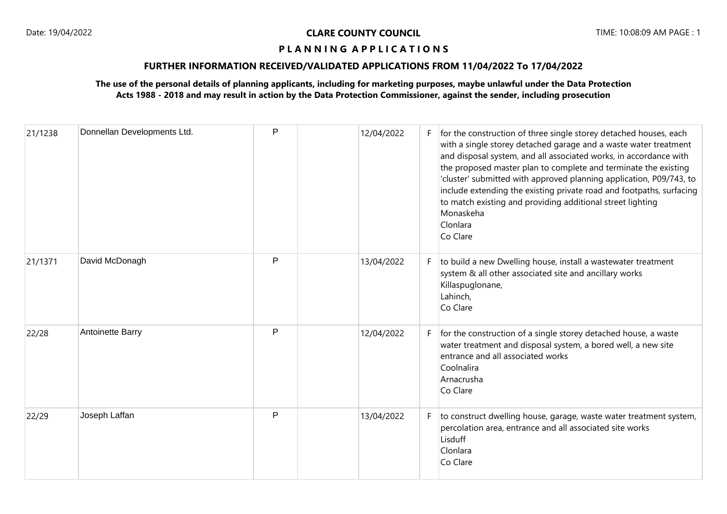# CLARE COUNTY COUNCIL

## PLANNING APPLICATIONS

### FURTHER INFORMATION RECEIVED/VALIDATED APPLICATIONS FROM 11/04/2022 To 17/04/2022

**The use of the personal details of planning applicants, including for marketing purposes, maybe unlawful under the Data Protection Acts 1988 - 2018 and may result in action by the Data Protection Commissioner, against the sender, including prosecution**

| | | | | | | |
|---|---|---|---|---|---|---|
| 21/1238 | Donnellan Developments Ltd. | P | | 12/04/2022 | F | for the construction of three single storey detached houses, each with a single storey detached garage and a waste water treatment and disposal system, and all associated works, in accordance with the proposed master plan to complete and terminate the existing 'cluster' submitted with approved planning application, P09/743, to include extending the existing private road and footpaths, surfacing to match existing and providing additional street lighting<br>Monaskeha<br>Clonlara<br>Co Clare |
| 21/1371 | David McDonagh | P | | 13/04/2022 | F | to build a new Dwelling house, install a wastewater treatment system & all other associated site and ancillary works<br>Killaspuglonane,<br>Lahinch,<br>Co Clare |
| 22/28 | Antoinette Barry | P | | 12/04/2022 | F | for the construction of a single storey detached house, a waste water treatment and disposal system, a bored well, a new site entrance and all associated works<br>Coolnalira<br>Arnacrusha<br>Co Clare |
| 22/29 | Joseph Laffan | P | | 13/04/2022 | F | to construct dwelling house, garage, waste water treatment system, percolation area, entrance and all associated site works<br>Lisduff<br>Clonlara<br>Co Clare |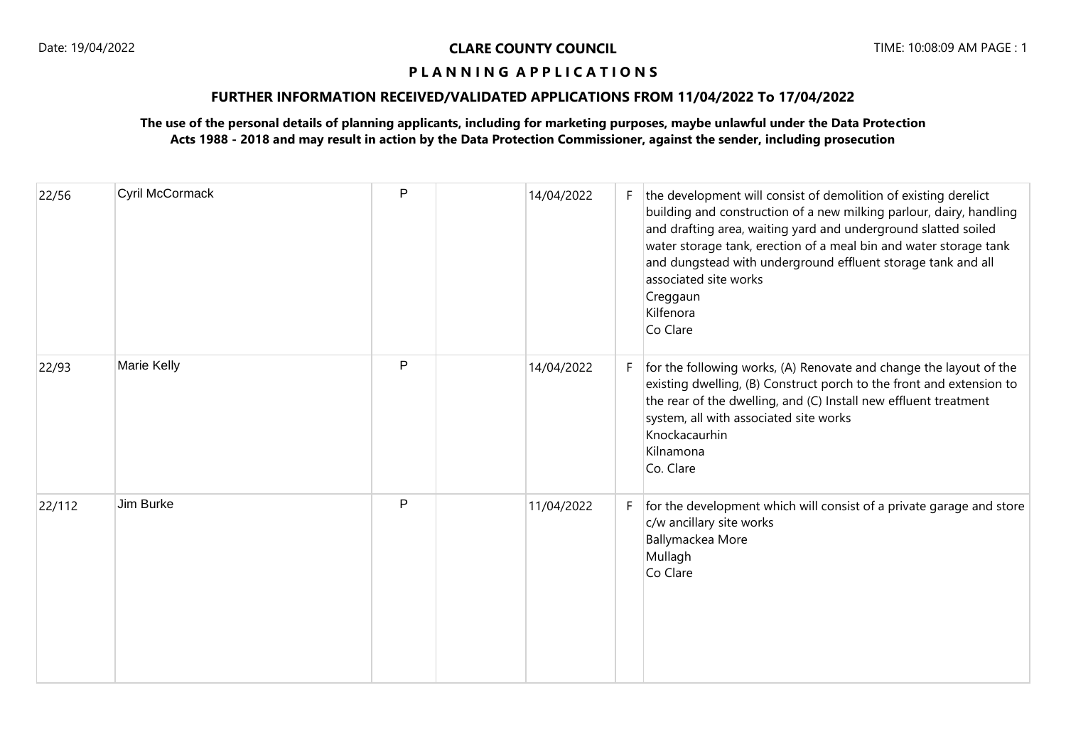**CLARE COUNTY COUNCIL**

**P L A N N I N G A P P L I C A T I O N S**

**FURTHER INFORMATION RECEIVED/VALIDATED APPLICATIONS FROM 11/04/2022 To 17/04/2022**

**The use of the personal details of planning applicants, including for marketing purposes, maybe unlawful under the Data Protection Acts 1988 - 2018 and may result in action by the Data Protection Commissioner, against the sender, including prosecution**

| | | | | | | |
|---|---|---|---|---|---|---|
| 22/56 | Cyril McCormack | P | | 14/04/2022 | F | the development will consist of demolition of existing derelict building and construction of a new milking parlour, dairy, handling and drafting area, waiting yard and underground slatted soiled water storage tank, erection of a meal bin and water storage tank and dungstead with underground effluent storage tank and all associated site works<br>Creggaun<br>Kilfenora<br>Co Clare |
| 22/93 | Marie Kelly | P | | 14/04/2022 | F | for the following works, (A) Renovate and change the layout of the existing dwelling, (B) Construct porch to the front and extension to the rear of the dwelling, and (C) Install new effluent treatment system, all with associated site works<br>Knockacaurhin<br>Kilnamona<br>Co. Clare |
| 22/112 | Jim Burke | P | | 11/04/2022 | F | for the development which will consist of a private garage and store c/w ancillary site works<br>Ballymackea More<br>Mullagh<br>Co Clare |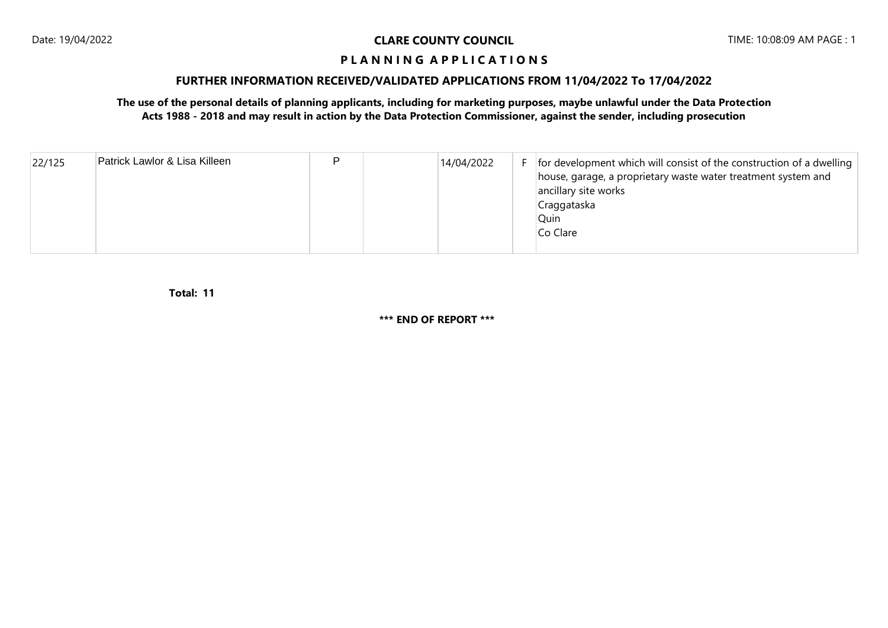Date: 19/04/2022

**CLARE COUNTY COUNCIL**

**P L A N N I N G A P P L I C A T I O N S**

**FURTHER INFORMATION RECEIVED/VALIDATED APPLICATIONS FROM 11/04/2022 To 17/04/2022**

**The use of the personal details of planning applicants, including for marketing purposes, maybe unlawful under the Data Protection Acts 1988 - 2018 and may result in action by the Data Protection Commissioner, against the sender, including prosecution**

| | | | | | | |
|---|---|---|---|---|---|---|
| 22/125 | Patrick Lawlor & Lisa Killeen | P | | 14/04/2022 | F | for development which will consist of the construction of a dwelling house, garage, a proprietary waste water treatment system and ancillary site works<br>Craggataska<br>Quin<br>Co Clare |

**Total: 11**

**\*\*\* END OF REPORT \*\*\***